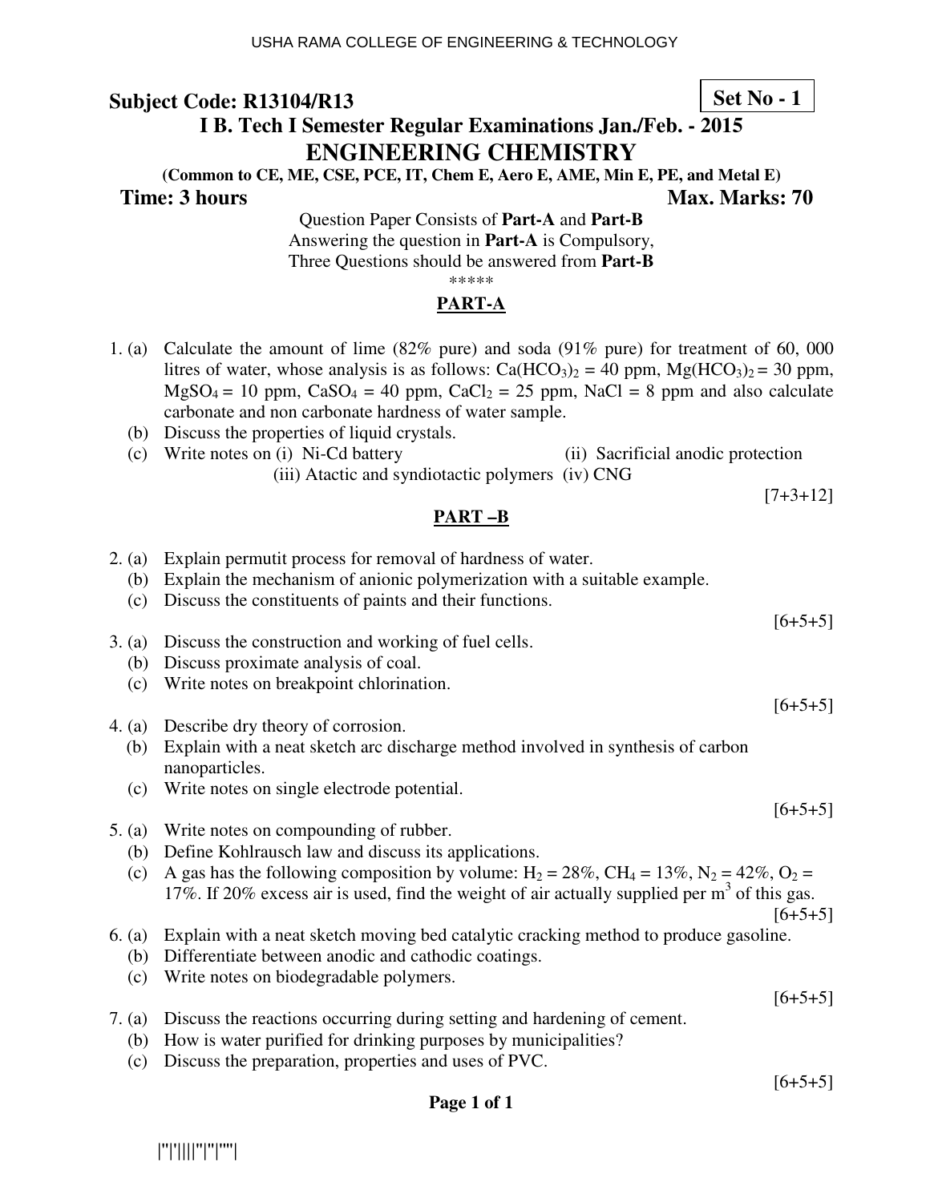USHA RAMA COLLEGE OF ENGINEERING & TECHNOLOGY

**Subject Code: R13104/R13** **Set No - 1**

## I B. Tech I Semester Regular Examinations Jan./Feb. - 2015

# ENGINEERING CHEMISTRY

**(Common to CE, ME, CSE, PCE, IT, Chem E, Aero E, AME, Min E, PE, and Metal E)**

**Time: 3 hours** **Max. Marks: 70**

Question Paper Consists of **Part-A** and **Part-B**
Answering the question in **Part-A** is Compulsory,
Three Questions should be answered from **Part-B**

*****

## PART-A

1. (a) Calculate the amount of lime (82% pure) and soda (91% pure) for treatment of 60, 000 litres of water, whose analysis is as follows: $Ca(HCO_3)_2$ = 40 ppm, $Mg(HCO_3)_2$ = 30 ppm, $MgSO_4$ = 10 ppm, $CaSO_4$ = 40 ppm, $CaCl_2$ = 25 ppm, NaCl = 8 ppm and also calculate carbonate and non carbonate hardness of water sample.
   (b) Discuss the properties of liquid crystals.
   (c) Write notes on (i) Ni-Cd battery (ii) Sacrificial anodic protection (iii) Atactic and syndiotactic polymers (iv) CNG

[7+3+12]

## PART –B

2. (a) Explain permutit process for removal of hardness of water.
   (b) Explain the mechanism of anionic polymerization with a suitable example.
   (c) Discuss the constituents of paints and their functions.

[6+5+5]

3. (a) Discuss the construction and working of fuel cells.
   (b) Discuss proximate analysis of coal.
   (c) Write notes on breakpoint chlorination.

[6+5+5]

4. (a) Describe dry theory of corrosion.
   (b) Explain with a neat sketch arc discharge method involved in synthesis of carbon nanoparticles.
   (c) Write notes on single electrode potential.

[6+5+5]

5. (a) Write notes on compounding of rubber.
   (b) Define Kohlrausch law and discuss its applications.
   (c) A gas has the following composition by volume: $H_2$ = 28%, $CH_4$ = 13%, $N_2$ = 42%, $O_2$ = 17%. If 20% excess air is used, find the weight of air actually supplied per $m^3$ of this gas.

[6+5+5]

6. (a) Explain with a neat sketch moving bed catalytic cracking method to produce gasoline.
   (b) Differentiate between anodic and cathodic coatings.
   (c) Write notes on biodegradable polymers.

[6+5+5]

7. (a) Discuss the reactions occurring during setting and hardening of cement.
   (b) How is water purified for drinking purposes by municipalities?
   (c) Discuss the preparation, properties and uses of PVC.

[6+5+5]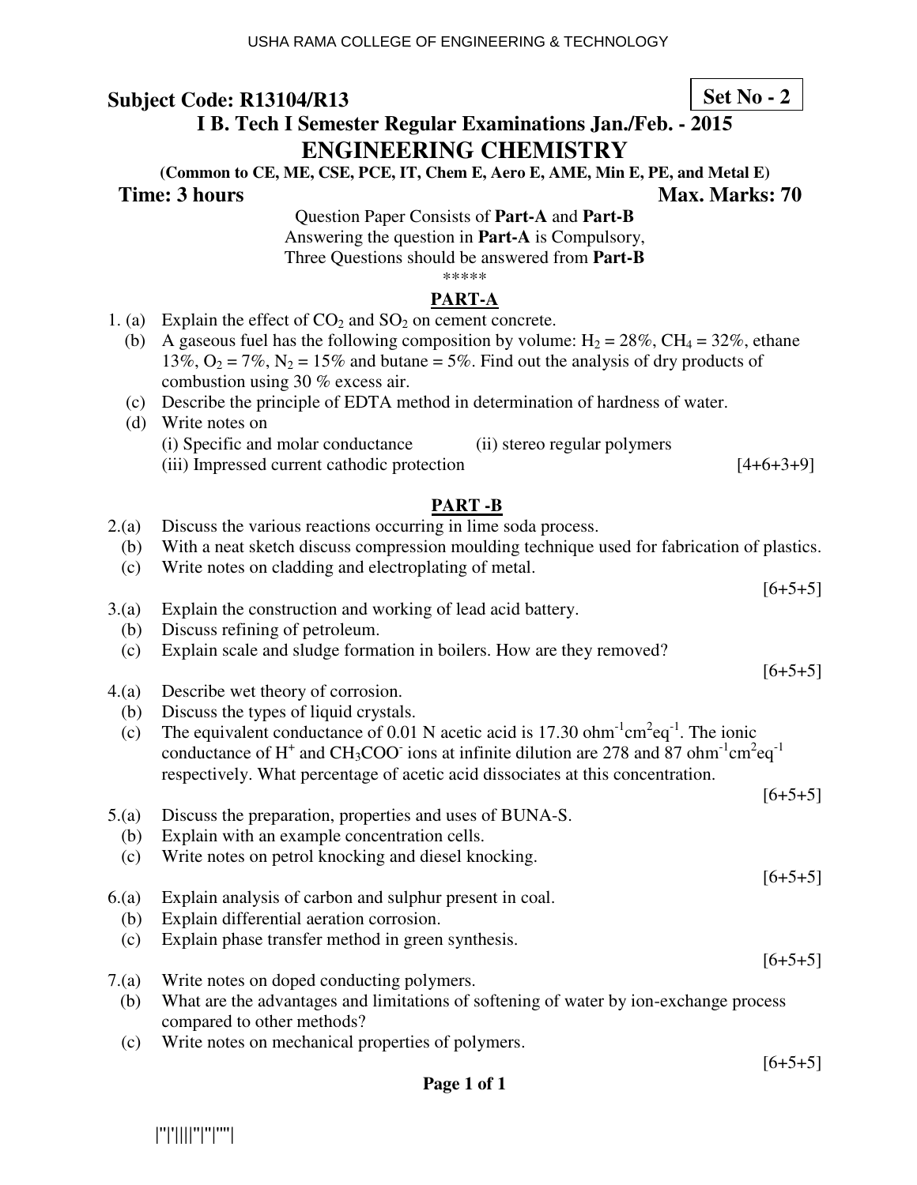**Subject Code: R13104/R13** **Set No - 2**

## I B. Tech I Semester Regular Examinations Jan./Feb. - 2015

# ENGINEERING CHEMISTRY

**(Common to CE, ME, CSE, PCE, IT, Chem E, Aero E, AME, Min E, PE, and Metal E)**

**Time: 3 hours** **Max. Marks: 70**

Question Paper Consists of **Part-A** and **Part-B**
Answering the question in **Part-A** is Compulsory,
Three Questions should be answered from **Part-B**

*****

## PART-A

1. (a) Explain the effect of $CO_2$ and $SO_2$ on cement concrete.
   (b) A gaseous fuel has the following composition by volume: $H_2$ = 28%, $CH_4$ = 32%, ethane 13%, $O_2$ = 7%, $N_2$ = 15% and butane = 5%. Find out the analysis of dry products of combustion using 30 % excess air.
   (c) Describe the principle of EDTA method in determination of hardness of water.
   (d) Write notes on
   (i) Specific and molar conductance (ii) stereo regular polymers
   (iii) Impressed current cathodic protection [4+6+3+9]

## PART -B

2. (a) Discuss the various reactions occurring in lime soda process.
   (b) With a neat sketch discuss compression moulding technique used for fabrication of plastics.
   (c) Write notes on cladding and electroplating of metal.
   [6+5+5]

3. (a) Explain the construction and working of lead acid battery.
   (b) Discuss refining of petroleum.
   (c) Explain scale and sludge formation in boilers. How are they removed?
   [6+5+5]

4. (a) Describe wet theory of corrosion.
   (b) Discuss the types of liquid crystals.
   (c) The equivalent conductance of 0.01 N acetic acid is 17.30 $ohm^{-1}cm^2eq^{-1}$. The ionic conductance of $H^+$ and $CH_3COO^-$ ions at infinite dilution are 278 and 87 $ohm^{-1}cm^2eq^{-1}$ respectively. What percentage of acetic acid dissociates at this concentration.
   [6+5+5]

5. (a) Discuss the preparation, properties and uses of BUNA-S.
   (b) Explain with an example concentration cells.
   (c) Write notes on petrol knocking and diesel knocking.
   [6+5+5]

6. (a) Explain analysis of carbon and sulphur present in coal.
   (b) Explain differential aeration corrosion.
   (c) Explain phase transfer method in green synthesis.
   [6+5+5]

7. (a) Write notes on doped conducting polymers.
   (b) What are the advantages and limitations of softening of water by ion-exchange process compared to other methods?
   (c) Write notes on mechanical properties of polymers.
   [6+5+5]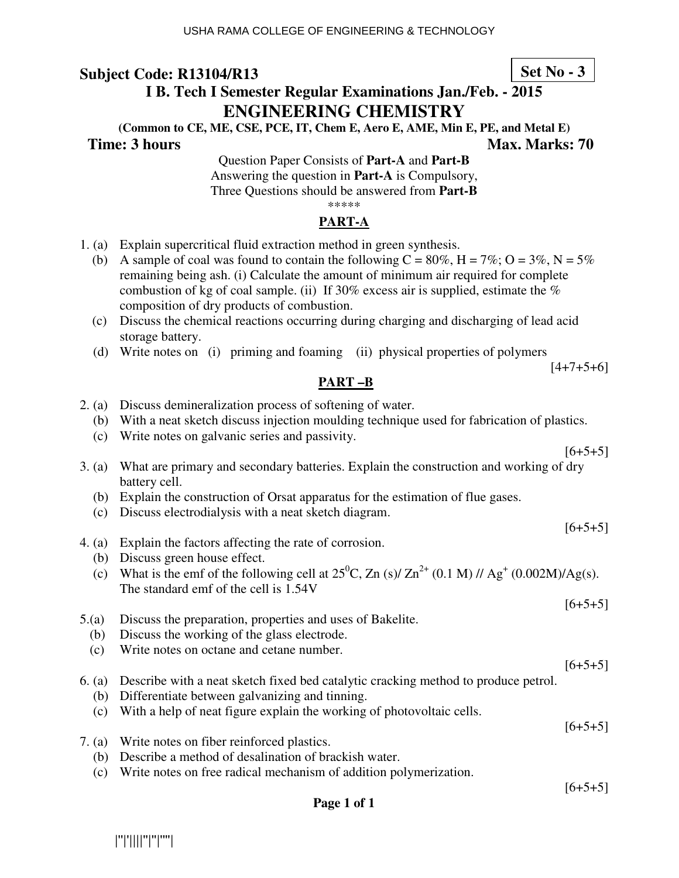**Subject Code: R13104/R13**

**Set No - 3**

**I B. Tech I Semester Regular Examinations Jan./Feb. - 2015**

# ENGINEERING CHEMISTRY

**(Common to CE, ME, CSE, PCE, IT, Chem E, Aero E, AME, Min E, PE, and Metal E)**

**Time: 3 hours** **Max. Marks: 70**

Question Paper Consists of **Part-A** and **Part-B**
Answering the question in **Part-A** is Compulsory,
Three Questions should be answered from **Part-B**

*****

## PART-A

1. (a) Explain supercritical fluid extraction method in green synthesis.
   (b) A sample of coal was found to contain the following C = 80%, H = 7%; O = 3%, N = 5% remaining being ash. (i) Calculate the amount of minimum air required for complete combustion of kg of coal sample. (ii) If 30% excess air is supplied, estimate the % composition of dry products of combustion.
   (c) Discuss the chemical reactions occurring during charging and discharging of lead acid storage battery.
   (d) Write notes on (i) priming and foaming (ii) physical properties of polymers

[4+7+5+6]

## PART –B

2. (a) Discuss demineralization process of softening of water.
   (b) With a neat sketch discuss injection moulding technique used for fabrication of plastics.
   (c) Write notes on galvanic series and passivity.

[6+5+5]

3. (a) What are primary and secondary batteries. Explain the construction and working of dry battery cell.
   (b) Explain the construction of Orsat apparatus for the estimation of flue gases.
   (c) Discuss electrodialysis with a neat sketch diagram.

[6+5+5]

4. (a) Explain the factors affecting the rate of corrosion.
   (b) Discuss green house effect.
   (c) What is the emf of the following cell at $25^0$C, Zn (s)/ $Zn^{2+}$ (0.1 M) // $Ag^+$ (0.002M)/Ag(s). The standard emf of the cell is 1.54V

[6+5+5]

5. (a) Discuss the preparation, properties and uses of Bakelite.
   (b) Discuss the working of the glass electrode.
   (c) Write notes on octane and cetane number.

[6+5+5]

6. (a) Describe with a neat sketch fixed bed catalytic cracking method to produce petrol.
   (b) Differentiate between galvanizing and tinning.
   (c) With a help of neat figure explain the working of photovoltaic cells.

[6+5+5]

7. (a) Write notes on fiber reinforced plastics.
   (b) Describe a method of desalination of brackish water.
   (c) Write notes on free radical mechanism of addition polymerization.

[6+5+5]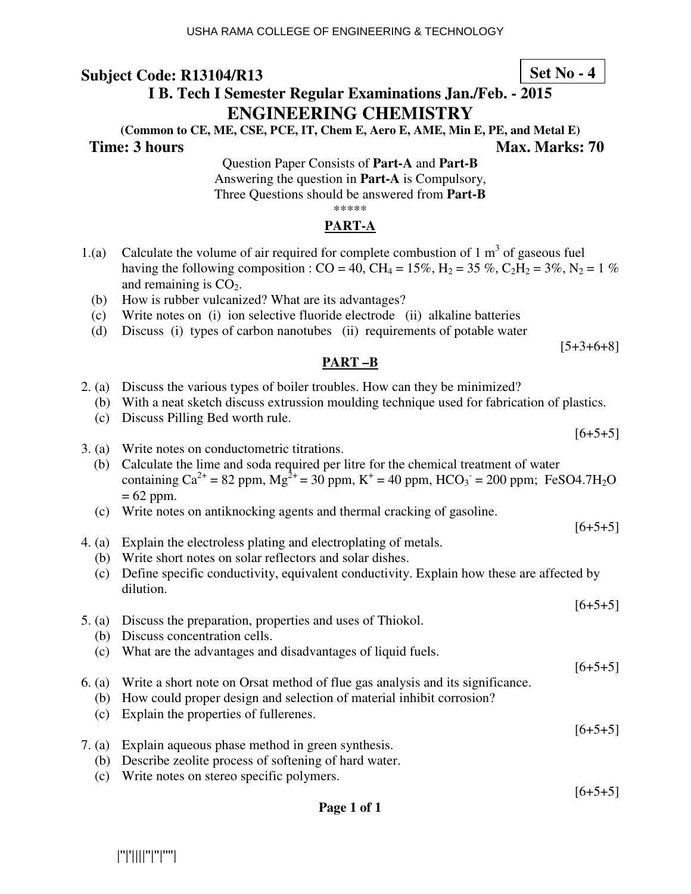**Subject Code: R13104/R13** **Set No - 4**

## I B. Tech I Semester Regular Examinations Jan./Feb. - 2015

# ENGINEERING CHEMISTRY

**(Common to CE, ME, CSE, PCE, IT, Chem E, Aero E, AME, Min E, PE, and Metal E)**

**Time: 3 hours** **Max. Marks: 70**

Question Paper Consists of **Part-A** and **Part-B**
Answering the question in **Part-A** is Compulsory,
Three Questions should be answered from **Part-B**

*****

## PART-A

1.(a) Calculate the volume of air required for complete combustion of 1 $m^3$ of gaseous fuel having the following composition : CO = 40, $CH_4$ = 15%, $H_2$ = 35 %, $C_2H_2$ = 3%, $N_2$ = 1 % and remaining is $CO_2$.

(b) How is rubber vulcanized? What are its advantages?

(c) Write notes on (i) ion selective fluoride electrode (ii) alkaline batteries

(d) Discuss (i) types of carbon nanotubes (ii) requirements of potable water

[5+3+6+8]

## PART –B

2. (a) Discuss the various types of boiler troubles. How can they be minimized?

(b) With a neat sketch discuss extrussion moulding technique used for fabrication of plastics.

(c) Discuss Pilling Bed worth rule.

[6+5+5]

3. (a) Write notes on conductometric titrations.

(b) Calculate the lime and soda required per litre for the chemical treatment of water containing $Ca^{2+}$ = 82 ppm, $Mg^{2+}$ = 30 ppm, $K^+$ = 40 ppm, $HCO_3^-$ = 200 ppm; $FeSO4.7H_2O$ = 62 ppm.

(c) Write notes on antiknocking agents and thermal cracking of gasoline.

[6+5+5]

4. (a) Explain the electroless plating and electroplating of metals.

(b) Write short notes on solar reflectors and solar dishes.

(c) Define specific conductivity, equivalent conductivity. Explain how these are affected by dilution.

[6+5+5]

5. (a) Discuss the preparation, properties and uses of Thiokol.

(b) Discuss concentration cells.

(c) What are the advantages and disadvantages of liquid fuels.

[6+5+5]

6. (a) Write a short note on Orsat method of flue gas analysis and its significance.

(b) How could proper design and selection of material inhibit corrosion?

(c) Explain the properties of fullerenes.

[6+5+5]

7. (a) Explain aqueous phase method in green synthesis.

(b) Describe zeolite process of softening of hard water.

(c) Write notes on stereo specific polymers.

[6+5+5]